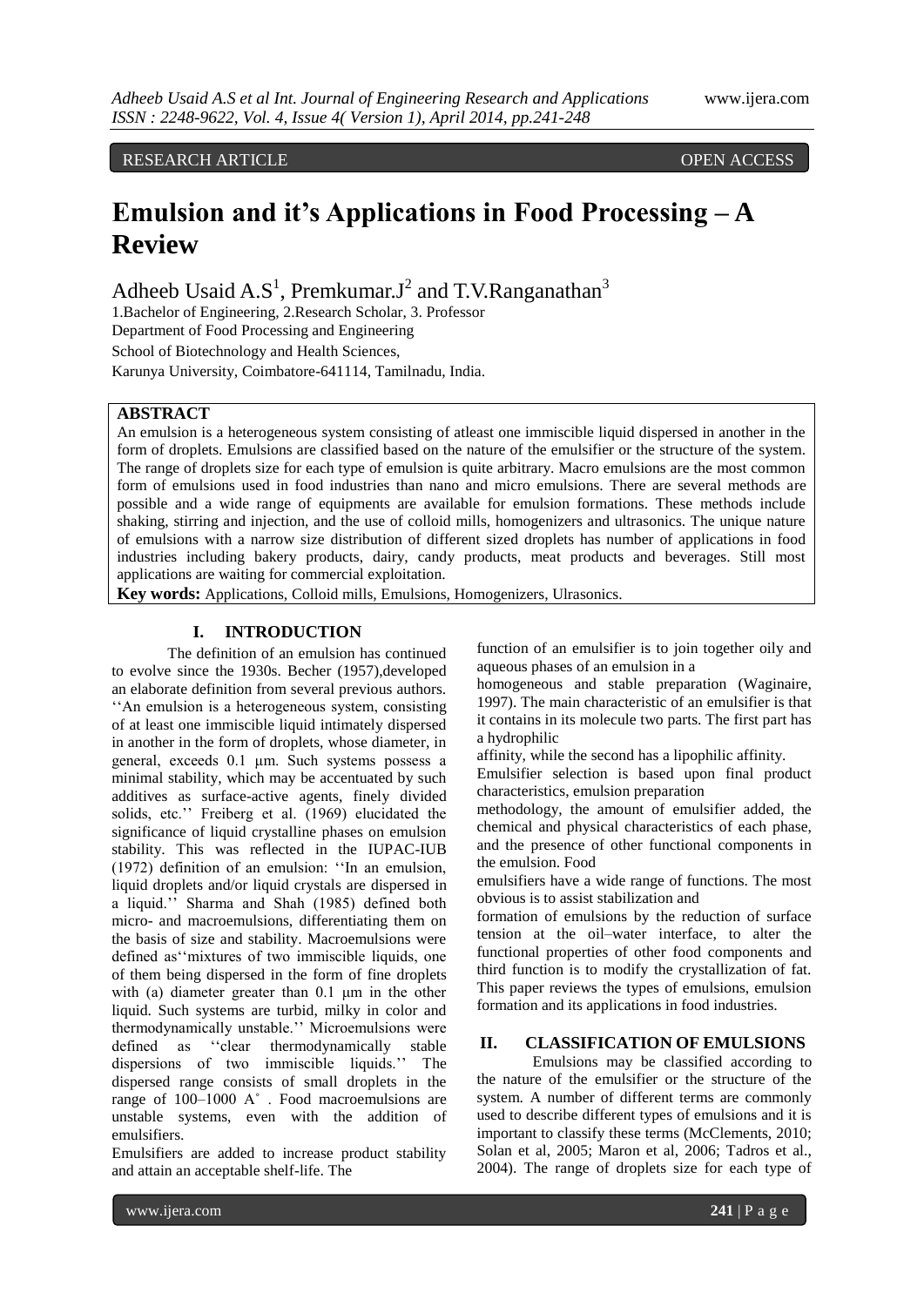RESEARCH ARTICLE OPEN ACCESS

# Emulsion and it's Applications in Food Processing – A Review

Adheeb Usaid A.S[1], Premkumar.J[2] and T.V.Ranganathan[3]

1.Bachelor of Engineering, 2.Research Scholar, 3. Professor
Department of Food Processing and Engineering
School of Biotechnology and Health Sciences,
Karunya University, Coimbatore-641114, Tamilnadu, India.

## ABSTRACT

An emulsion is a heterogeneous system consisting of atleast one immiscible liquid dispersed in another in the form of droplets. Emulsions are classified based on the nature of the emulsifier or the structure of the system. The range of droplets size for each type of emulsion is quite arbitrary. Macro emulsions are the most common form of emulsions used in food industries than nano and micro emulsions. There are several methods are possible and a wide range of equipments are available for emulsion formations. These methods include shaking, stirring and injection, and the use of colloid mills, homogenizers and ultrasonics. The unique nature of emulsions with a narrow size distribution of different sized droplets has number of applications in food industries including bakery products, dairy, candy products, meat products and beverages. Still most applications are waiting for commercial exploitation.

**Key words:** Applications, Colloid mills, Emulsions, Homogenizers, Ulrasonics.

## I. INTRODUCTION

The definition of an emulsion has continued to evolve since the 1930s. Becher (1957),developed an elaborate definition from several previous authors. ''An emulsion is a heterogeneous system, consisting of at least one immiscible liquid intimately dispersed in another in the form of droplets, whose diameter, in general, exceeds 0.1 μm. Such systems possess a minimal stability, which may be accentuated by such additives as surface-active agents, finely divided solids, etc.'' Freiberg et al. (1969) elucidated the significance of liquid crystalline phases on emulsion stability. This was reflected in the IUPAC-IUB (1972) definition of an emulsion: ''In an emulsion, liquid droplets and/or liquid crystals are dispersed in a liquid.'' Sharma and Shah (1985) defined both micro- and macroemulsions, differentiating them on the basis of size and stability. Macroemulsions were defined as''mixtures of two immiscible liquids, one of them being dispersed in the form of fine droplets with (a) diameter greater than 0.1 μm in the other liquid. Such systems are turbid, milky in color and thermodynamically unstable.'' Microemulsions were defined as ''clear thermodynamically stable dispersions of two immiscible liquids.'' The dispersed range consists of small droplets in the range of 100–1000 A˚. Food macroemulsions are unstable systems, even with the addition of emulsifiers.

Emulsifiers are added to increase product stability and attain an acceptable shelf-life. The function of an emulsifier is to join together oily and aqueous phases of an emulsion in a homogeneous and stable preparation (Waginaire, 1997). The main characteristic of an emulsifier is that it contains in its molecule two parts. The first part has a hydrophilic affinity, while the second has a lipophilic affinity.

Emulsifier selection is based upon final product characteristics, emulsion preparation methodology, the amount of emulsifier added, the chemical and physical characteristics of each phase, and the presence of other functional components in the emulsion. Food emulsifiers have a wide range of functions. The most obvious is to assist stabilization and formation of emulsions by the reduction of surface tension at the oil–water interface, to alter the functional properties of other food components and third function is to modify the crystallization of fat. This paper reviews the types of emulsions, emulsion formation and its applications in food industries.

## II. CLASSIFICATION OF EMULSIONS

Emulsions may be classified according to the nature of the emulsifier or the structure of the system. A number of different terms are commonly used to describe different types of emulsions and it is important to classify these terms (McClements, 2010; Solan et al, 2005; Maron et al, 2006; Tadros et al., 2004). The range of droplets size for each type of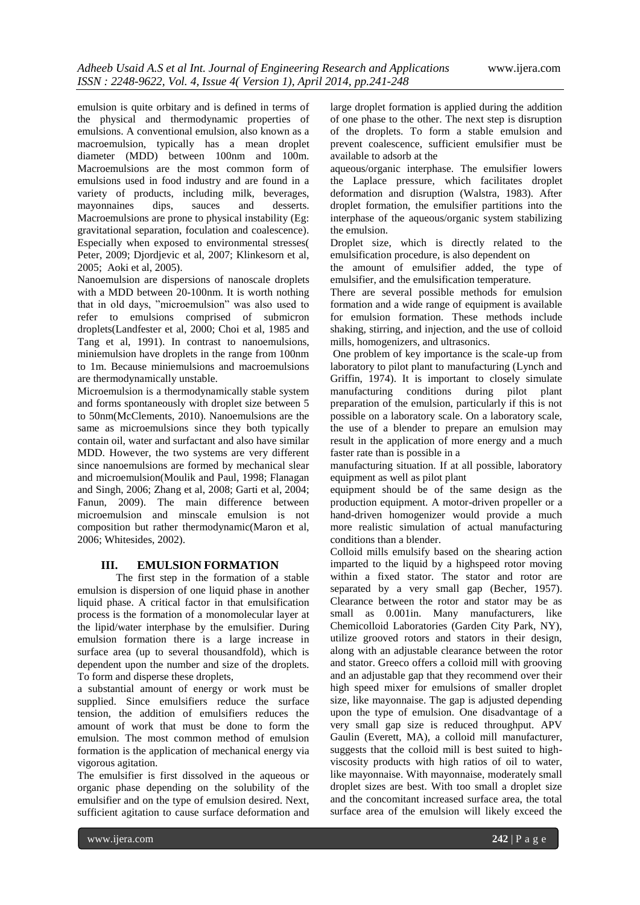emulsion is quite orbitary and is defined in terms of the physical and thermodynamic properties of emulsions. A conventional emulsion, also known as a macroemulsion, typically has a mean droplet diameter (MDD) between 100nm and 100m. Macroemulsions are the most common form of emulsions used in food industry and are found in a variety of products, including milk, beverages, mayonnaines dips, sauces and desserts. Macroemulsions are prone to physical instability (Eg: gravitational separation, foculation and coalescence). Especially when exposed to environmental stresses( Peter, 2009; Djordjevic et al, 2007; Klinkesorn et al, 2005; Aoki et al, 2005).

Nanoemulsion are dispersions of nanoscale droplets with a MDD between 20-100nm. It is worth nothing that in old days, "microemulsion" was also used to refer to emulsions comprised of submicron droplets(Landfester et al, 2000; Choi et al, 1985 and Tang et al, 1991). In contrast to nanoemulsions, miniemulsion have droplets in the range from 100nm to 1m. Because miniemulsions and macroemulsions are thermodynamically unstable.

Microemulsion is a thermodynamically stable system and forms spontaneously with droplet size between 5 to 50nm(McClements, 2010). Nanoemulsions are the same as microemulsions since they both typically contain oil, water and surfactant and also have similar MDD. However, the two systems are very different since nanoemulsions are formed by mechanical slear and microemulsion(Moulik and Paul, 1998; Flanagan and Singh, 2006; Zhang et al, 2008; Garti et al, 2004; Fanun, 2009). The main difference between microemulsion and minscale emulsion is not composition but rather thermodynamic(Maron et al, 2006; Whitesides, 2002).

## III. EMULSION FORMATION

The first step in the formation of a stable emulsion is dispersion of one liquid phase in another liquid phase. A critical factor in that emulsification process is the formation of a monomolecular layer at the lipid/water interphase by the emulsifier. During emulsion formation there is a large increase in surface area (up to several thousandfold), which is dependent upon the number and size of the droplets. To form and disperse these droplets, a substantial amount of energy or work must be supplied. Since emulsifiers reduce the surface tension, the addition of emulsifiers reduces the amount of work that must be done to form the emulsion. The most common method of emulsion formation is the application of mechanical energy via vigorous agitation.

The emulsifier is first dissolved in the aqueous or organic phase depending on the solubility of the emulsifier and on the type of emulsion desired. Next, sufficient agitation to cause surface deformation and large droplet formation is applied during the addition of one phase to the other. The next step is disruption of the droplets. To form a stable emulsion and prevent coalescence, sufficient emulsifier must be available to adsorb at the aqueous/organic interphase. The emulsifier lowers the Laplace pressure, which facilitates droplet deformation and disruption (Walstra, 1983). After droplet formation, the emulsifier partitions into the interphase of the aqueous/organic system stabilizing the emulsion.

Droplet size, which is directly related to the emulsification procedure, is also dependent on the amount of emulsifier added, the type of emulsifier, and the emulsification temperature.

There are several possible methods for emulsion formation and a wide range of equipment is available for emulsion formation. These methods include shaking, stirring, and injection, and the use of colloid mills, homogenizers, and ultrasonics.

One problem of key importance is the scale-up from laboratory to pilot plant to manufacturing (Lynch and Griffin, 1974). It is important to closely simulate manufacturing conditions during pilot plant preparation of the emulsion, particularly if this is not possible on a laboratory scale. On a laboratory scale, the use of a blender to prepare an emulsion may result in the application of more energy and a much faster rate than is possible in a manufacturing situation. If at all possible, laboratory equipment as well as pilot plant equipment should be of the same design as the production equipment. A motor-driven propeller or a hand-driven homogenizer would provide a much more realistic simulation of actual manufacturing conditions than a blender.

Colloid mills emulsify based on the shearing action imparted to the liquid by a highspeed rotor moving within a fixed stator. The stator and rotor are separated by a very small gap (Becher, 1957). Clearance between the rotor and stator may be as small as 0.001in. Many manufacturers, like Chemicolloid Laboratories (Garden City Park, NY), utilize grooved rotors and stators in their design, along with an adjustable clearance between the rotor and stator. Greeco offers a colloid mill with grooving and an adjustable gap that they recommend over their high speed mixer for emulsions of smaller droplet size, like mayonnaise. The gap is adjusted depending upon the type of emulsion. One disadvantage of a very small gap size is reduced throughput. APV Gaulin (Everett, MA), a colloid mill manufacturer, suggests that the colloid mill is best suited to high-viscosity products with high ratios of oil to water, like mayonnaise. With mayonnaise, moderately small droplet sizes are best. With too small a droplet size and the concomitant increased surface area, the total surface area of the emulsion will likely exceed the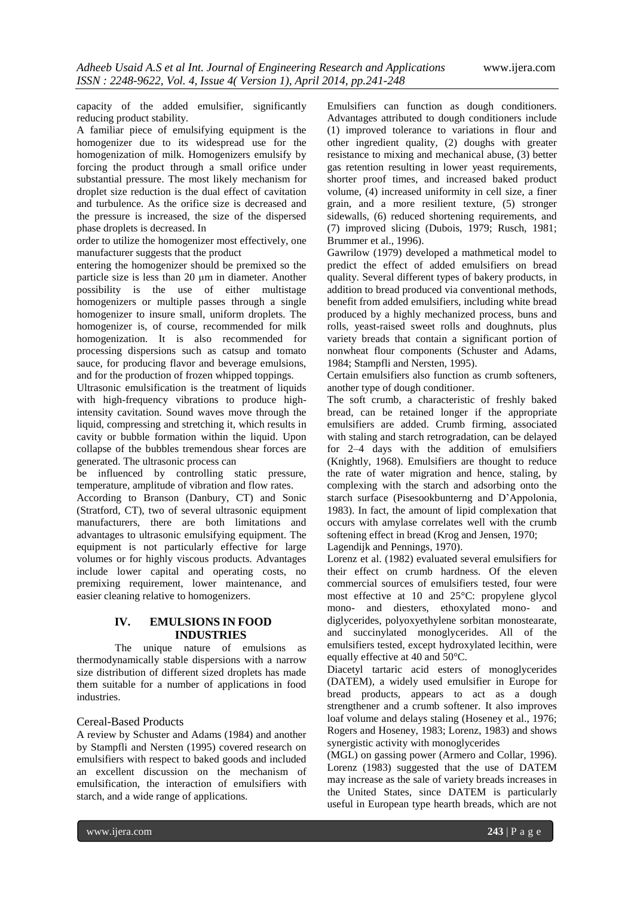capacity of the added emulsifier, significantly reducing product stability.

A familiar piece of emulsifying equipment is the homogenizer due to its widespread use for the homogenization of milk. Homogenizers emulsify by forcing the product through a small orifice under substantial pressure. The most likely mechanism for droplet size reduction is the dual effect of cavitation and turbulence. As the orifice size is decreased and the pressure is increased, the size of the dispersed phase droplets is decreased. In order to utilize the homogenizer most effectively, one manufacturer suggests that the product entering the homogenizer should be premixed so the particle size is less than 20 μm in diameter. Another possibility is the use of either multistage homogenizers or multiple passes through a single homogenizer to insure small, uniform droplets. The homogenizer is, of course, recommended for milk homogenization. It is also recommended for processing dispersions such as catsup and tomato sauce, for producing flavor and beverage emulsions, and for the production of frozen whipped toppings.

Ultrasonic emulsification is the treatment of liquids with high-frequency vibrations to produce high-intensity cavitation. Sound waves move through the liquid, compressing and stretching it, which results in cavity or bubble formation within the liquid. Upon collapse of the bubbles tremendous shear forces are generated. The ultrasonic process can be influenced by controlling static pressure, temperature, amplitude of vibration and flow rates.

According to Branson (Danbury, CT) and Sonic (Stratford, CT), two of several ultrasonic equipment manufacturers, there are both limitations and advantages to ultrasonic emulsifying equipment. The equipment is not particularly effective for large volumes or for highly viscous products. Advantages include lower capital and operating costs, no premixing requirement, lower maintenance, and easier cleaning relative to homogenizers.

## IV. EMULSIONS IN FOOD INDUSTRIES

The unique nature of emulsions as thermodynamically stable dispersions with a narrow size distribution of different sized droplets has made them suitable for a number of applications in food industries.

### Cereal-Based Products

A review by Schuster and Adams (1984) and another by Stampfli and Nersten (1995) covered research on emulsifiers with respect to baked goods and included an excellent discussion on the mechanism of emulsification, the interaction of emulsifiers with starch, and a wide range of applications.

Emulsifiers can function as dough conditioners. Advantages attributed to dough conditioners include (1) improved tolerance to variations in flour and other ingredient quality, (2) doughs with greater resistance to mixing and mechanical abuse, (3) better gas retention resulting in lower yeast requirements, shorter proof times, and increased baked product volume, (4) increased uniformity in cell size, a finer grain, and a more resilient texture, (5) stronger sidewalls, (6) reduced shortening requirements, and (7) improved slicing (Dubois, 1979; Rusch, 1981; Brummer et al., 1996).

Gawrilow (1979) developed a mathmetical model to predict the effect of added emulsifiers on bread quality. Several different types of bakery products, in addition to bread produced via conventional methods, benefit from added emulsifiers, including white bread produced by a highly mechanized process, buns and rolls, yeast-raised sweet rolls and doughnuts, plus variety breads that contain a significant portion of nonwheat flour components (Schuster and Adams, 1984; Stampfli and Nersten, 1995).

Certain emulsifiers also function as crumb softeners, another type of dough conditioner.

The soft crumb, a characteristic of freshly baked bread, can be retained longer if the appropriate emulsifiers are added. Crumb firming, associated with staling and starch retrogradation, can be delayed for 2–4 days with the addition of emulsifiers (Knightly, 1968). Emulsifiers are thought to reduce the rate of water migration and hence, staling, by complexing with the starch and adsorbing onto the starch surface (Pisesookbunterng and D'Appolonia, 1983). In fact, the amount of lipid complexation that occurs with amylase correlates well with the crumb softening effect in bread (Krog and Jensen, 1970; Lagendijk and Pennings, 1970).

Lorenz et al. (1982) evaluated several emulsifiers for their effect on crumb hardness. Of the eleven commercial sources of emulsifiers tested, four were most effective at 10 and 25°C: propylene glycol mono- and diesters, ethoxylated mono- and diglycerides, polyoxyethylene sorbitan monostearate, and succinylated monoglycerides. All of the emulsifiers tested, except hydroxylated lecithin, were equally effective at 40 and 50°C.

Diacetyl tartaric acid esters of monoglycerides (DATEM), a widely used emulsifier in Europe for bread products, appears to act as a dough strengthener and a crumb softener. It also improves loaf volume and delays staling (Hoseney et al., 1976; Rogers and Hoseney, 1983; Lorenz, 1983) and shows synergistic activity with monoglycerides (MGL) on gassing power (Armero and Collar, 1996). Lorenz (1983) suggested that the use of DATEM may increase as the sale of variety breads increases in the United States, since DATEM is particularly useful in European type hearth breads, which are not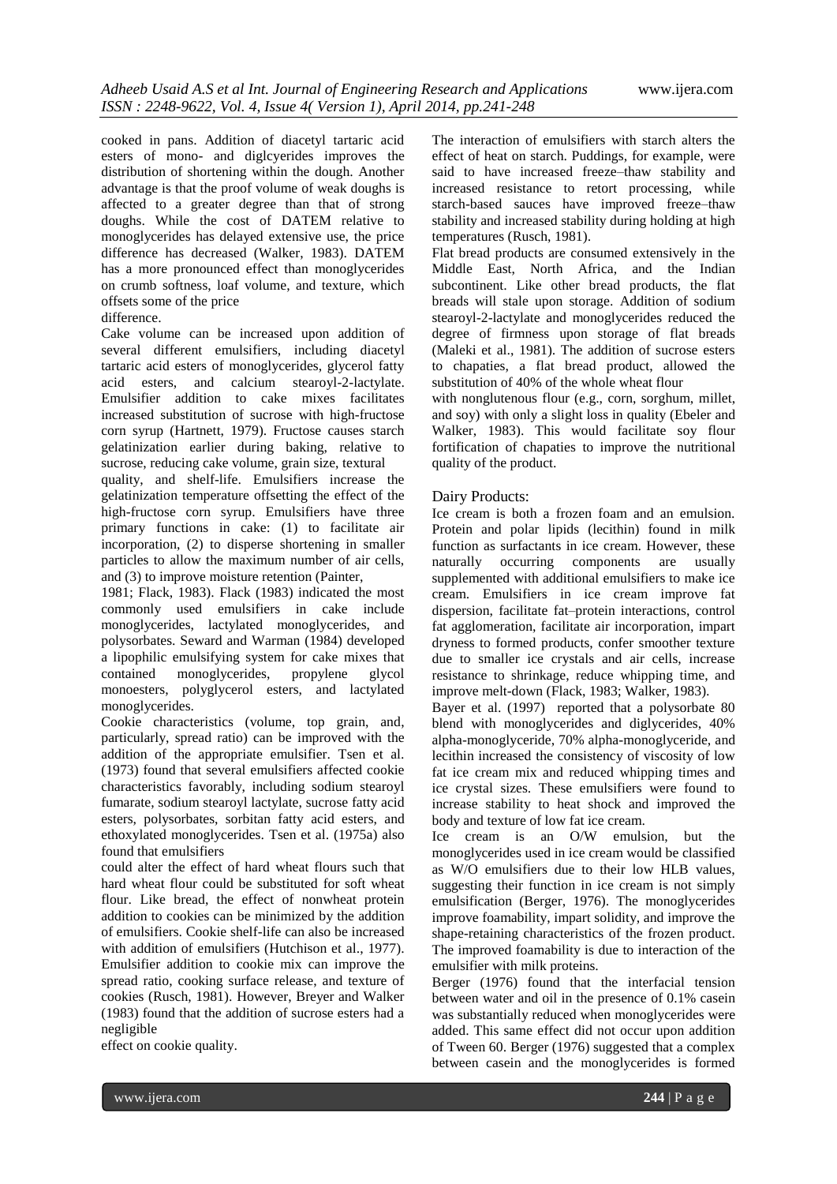cooked in pans. Addition of diacetyl tartaric acid esters of mono- and diglcyerides improves the distribution of shortening within the dough. Another advantage is that the proof volume of weak doughs is affected to a greater degree than that of strong doughs. While the cost of DATEM relative to monoglycerides has delayed extensive use, the price difference has decreased (Walker, 1983). DATEM has a more pronounced effect than monoglycerides on crumb softness, loaf volume, and texture, which offsets some of the price difference.

Cake volume can be increased upon addition of several different emulsifiers, including diacetyl tartaric acid esters of monoglycerides, glycerol fatty acid esters, and calcium stearoyl-2-lactylate. Emulsifier addition to cake mixes facilitates increased substitution of sucrose with high-fructose corn syrup (Hartnett, 1979). Fructose causes starch gelatinization earlier during baking, relative to sucrose, reducing cake volume, grain size, textural quality, and shelf-life. Emulsifiers increase the gelatinization temperature offsetting the effect of the high-fructose corn syrup. Emulsifiers have three primary functions in cake: (1) to facilitate air incorporation, (2) to disperse shortening in smaller particles to allow the maximum number of air cells, and (3) to improve moisture retention (Painter, 1981; Flack, 1983). Flack (1983) indicated the most commonly used emulsifiers in cake include monoglycerides, lactylated monoglycerides, and polysorbates. Seward and Warman (1984) developed a lipophilic emulsifying system for cake mixes that contained monoglycerides, propylene glycol monoesters, polyglycerol esters, and lactylated monoglycerides.

Cookie characteristics (volume, top grain, and, particularly, spread ratio) can be improved with the addition of the appropriate emulsifier. Tsen et al. (1973) found that several emulsifiers affected cookie characteristics favorably, including sodium stearoyl fumarate, sodium stearoyl lactylate, sucrose fatty acid esters, polysorbates, sorbitan fatty acid esters, and ethoxylated monoglycerides. Tsen et al. (1975a) also found that emulsifiers could alter the effect of hard wheat flours such that hard wheat flour could be substituted for soft wheat flour. Like bread, the effect of nonwheat protein addition to cookies can be minimized by the addition of emulsifiers. Cookie shelf-life can also be increased with addition of emulsifiers (Hutchison et al., 1977). Emulsifier addition to cookie mix can improve the spread ratio, cooking surface release, and texture of cookies (Rusch, 1981). However, Breyer and Walker (1983) found that the addition of sucrose esters had a negligible effect on cookie quality.

The interaction of emulsifiers with starch alters the effect of heat on starch. Puddings, for example, were said to have increased freeze–thaw stability and increased resistance to retort processing, while starch-based sauces have improved freeze–thaw stability and increased stability during holding at high temperatures (Rusch, 1981).

Flat bread products are consumed extensively in the Middle East, North Africa, and the Indian subcontinent. Like other bread products, the flat breads will stale upon storage. Addition of sodium stearoyl-2-lactylate and monoglycerides reduced the degree of firmness upon storage of flat breads (Maleki et al., 1981). The addition of sucrose esters to chapaties, a flat bread product, allowed the substitution of 40% of the whole wheat flour with nonglutenous flour (e.g., corn, sorghum, millet, and soy) with only a slight loss in quality (Ebeler and Walker, 1983). This would facilitate soy flour fortification of chapaties to improve the nutritional quality of the product.

### Dairy Products:

Ice cream is both a frozen foam and an emulsion. Protein and polar lipids (lecithin) found in milk function as surfactants in ice cream. However, these naturally occurring components are usually supplemented with additional emulsifiers to make ice cream. Emulsifiers in ice cream improve fat dispersion, facilitate fat–protein interactions, control fat agglomeration, facilitate air incorporation, impart dryness to formed products, confer smoother texture due to smaller ice crystals and air cells, increase resistance to shrinkage, reduce whipping time, and improve melt-down (Flack, 1983; Walker, 1983).

Bayer et al. (1997) reported that a polysorbate 80 blend with monoglycerides and diglycerides, 40% alpha-monoglyceride, 70% alpha-monoglyceride, and lecithin increased the consistency of viscosity of low fat ice cream mix and reduced whipping times and ice crystal sizes. These emulsifiers were found to increase stability to heat shock and improved the body and texture of low fat ice cream.

Ice cream is an O/W emulsion, but the monoglycerides used in ice cream would be classified as W/O emulsifiers due to their low HLB values, suggesting their function in ice cream is not simply emulsification (Berger, 1976). The monoglycerides improve foamability, impart solidity, and improve the shape-retaining characteristics of the frozen product. The improved foamability is due to interaction of the emulsifier with milk proteins.

Berger (1976) found that the interfacial tension between water and oil in the presence of 0.1% casein was substantially reduced when monoglycerides were added. This same effect did not occur upon addition of Tween 60. Berger (1976) suggested that a complex between casein and the monoglycerides is formed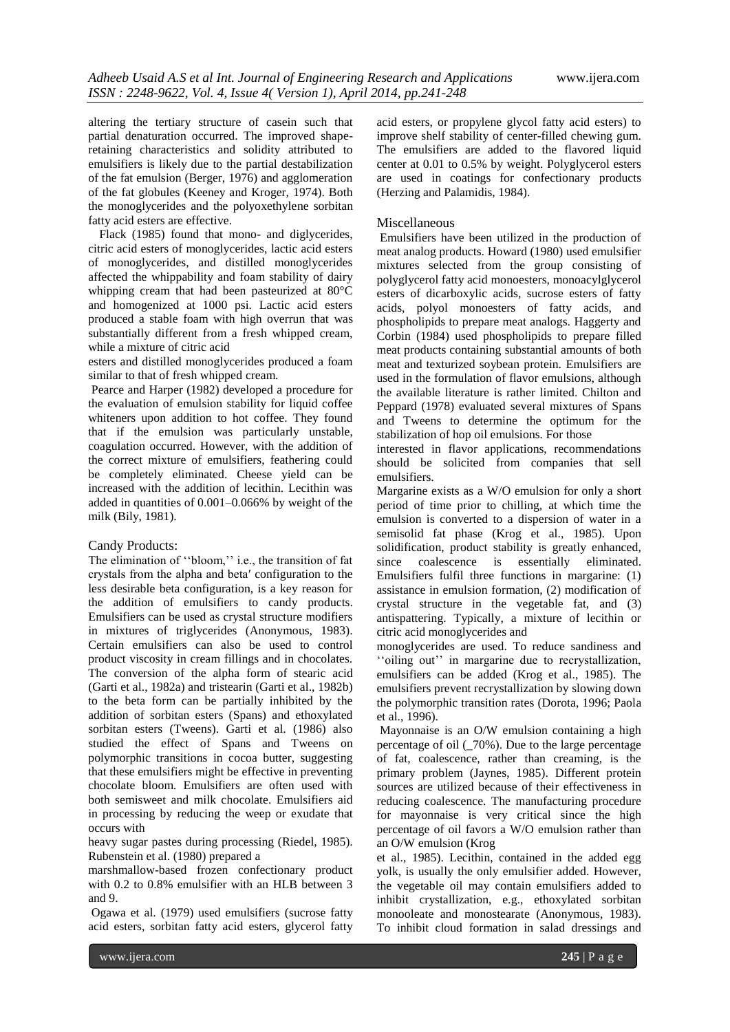altering the tertiary structure of casein such that partial denaturation occurred. The improved shape-retaining characteristics and solidity attributed to emulsifiers is likely due to the partial destabilization of the fat emulsion (Berger, 1976) and agglomeration of the fat globules (Keeney and Kroger, 1974). Both the monoglycerides and the polyoxethylene sorbitan fatty acid esters are effective.

Flack (1985) found that mono- and diglycerides, citric acid esters of monoglycerides, lactic acid esters of monoglycerides, and distilled monoglycerides affected the whippability and foam stability of dairy whipping cream that had been pasteurized at 80°C and homogenized at 1000 psi. Lactic acid esters produced a stable foam with high overrun that was substantially different from a fresh whipped cream, while a mixture of citric acid esters and distilled monoglycerides produced a foam similar to that of fresh whipped cream.

Pearce and Harper (1982) developed a procedure for the evaluation of emulsion stability for liquid coffee whiteners upon addition to hot coffee. They found that if the emulsion was particularly unstable, coagulation occurred. However, with the addition of the correct mixture of emulsifiers, feathering could be completely eliminated. Cheese yield can be increased with the addition of lecithin. Lecithin was added in quantities of 0.001–0.066% by weight of the milk (Bily, 1981).

### Candy Products:

The elimination of ''bloom,'' i.e., the transition of fat crystals from the alpha and beta′ configuration to the less desirable beta configuration, is a key reason for the addition of emulsifiers to candy products. Emulsifiers can be used as crystal structure modifiers in mixtures of triglycerides (Anonymous, 1983). Certain emulsifiers can also be used to control product viscosity in cream fillings and in chocolates. The conversion of the alpha form of stearic acid (Garti et al., 1982a) and tristearin (Garti et al., 1982b) to the beta form can be partially inhibited by the addition of sorbitan esters (Spans) and ethoxylated sorbitan esters (Tweens). Garti et al. (1986) also studied the effect of Spans and Tweens on polymorphic transitions in cocoa butter, suggesting that these emulsifiers might be effective in preventing chocolate bloom. Emulsifiers are often used with both semisweet and milk chocolate. Emulsifiers aid in processing by reducing the weep or exudate that occurs with heavy sugar pastes during processing (Riedel, 1985). Rubenstein et al. (1980) prepared a marshmallow-based frozen confectionary product with 0.2 to 0.8% emulsifier with an HLB between 3 and 9.

Ogawa et al. (1979) used emulsifiers (sucrose fatty acid esters, sorbitan fatty acid esters, glycerol fatty acid esters, or propylene glycol fatty acid esters) to improve shelf stability of center-filled chewing gum. The emulsifiers are added to the flavored liquid center at 0.01 to 0.5% by weight. Polyglycerol esters are used in coatings for confectionary products (Herzing and Palamidis, 1984).

### Miscellaneous

Emulsifiers have been utilized in the production of meat analog products. Howard (1980) used emulsifier mixtures selected from the group consisting of polyglycerol fatty acid monoesters, monoacylglycerol esters of dicarboxylic acids, sucrose esters of fatty acids, polyol monoesters of fatty acids, and phospholipids to prepare meat analogs. Haggerty and Corbin (1984) used phospholipids to prepare filled meat products containing substantial amounts of both meat and texturized soybean protein. Emulsifiers are used in the formulation of flavor emulsions, although the available literature is rather limited. Chilton and Peppard (1978) evaluated several mixtures of Spans and Tweens to determine the optimum for the stabilization of hop oil emulsions. For those interested in flavor applications, recommendations should be solicited from companies that sell emulsifiers.

Margarine exists as a W/O emulsion for only a short period of time prior to chilling, at which time the emulsion is converted to a dispersion of water in a semisolid fat phase (Krog et al., 1985). Upon solidification, product stability is greatly enhanced, since coalescence is essentially eliminated. Emulsifiers fulfil three functions in margarine: (1) assistance in emulsion formation, (2) modification of crystal structure in the vegetable fat, and (3) antispattering. Typically, a mixture of lecithin or citric acid monoglycerides and monoglycerides are used. To reduce sandiness and ''oiling out'' in margarine due to recrystallization, emulsifiers can be added (Krog et al., 1985). The emulsifiers prevent recrystallization by slowing down the polymorphic transition rates (Dorota, 1996; Paola et al., 1996).

Mayonnaise is an O/W emulsion containing a high percentage of oil (_70%). Due to the large percentage of fat, coalescence, rather than creaming, is the primary problem (Jaynes, 1985). Different protein sources are utilized because of their effectiveness in reducing coalescence. The manufacturing procedure for mayonnaise is very critical since the high percentage of oil favors a W/O emulsion rather than an O/W emulsion (Krog et al., 1985). Lecithin, contained in the added egg yolk, is usually the only emulsifier added. However, the vegetable oil may contain emulsifiers added to inhibit crystallization, e.g., ethoxylated sorbitan monooleate and monostearate (Anonymous, 1983). To inhibit cloud formation in salad dressings and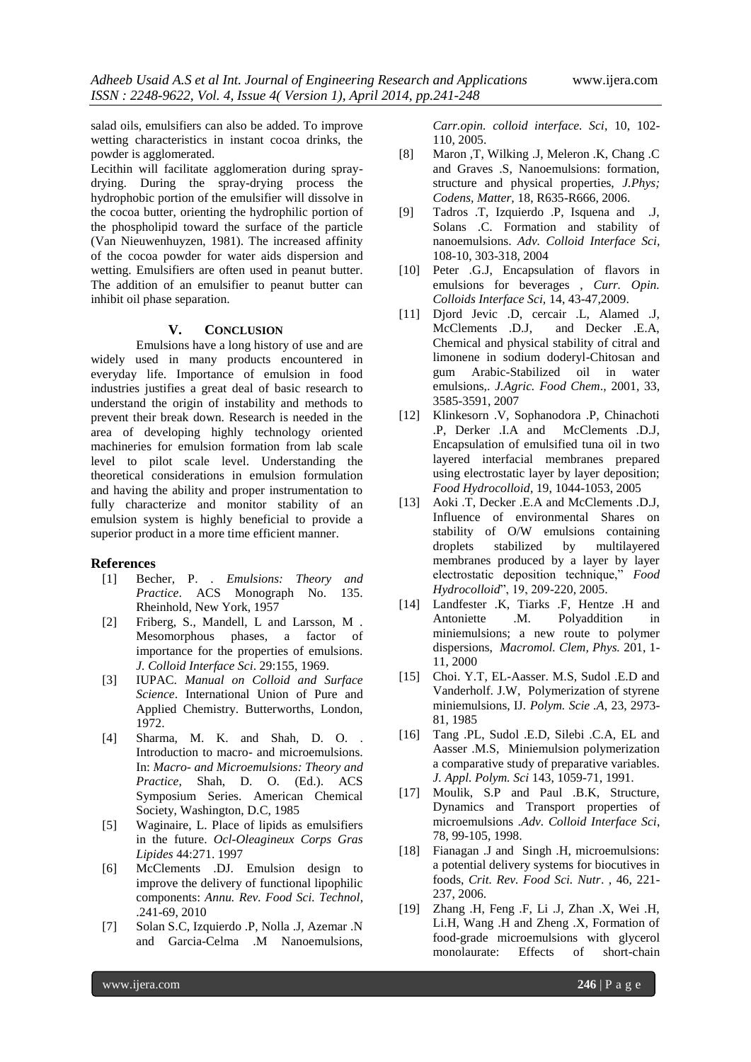salad oils, emulsifiers can also be added. To improve wetting characteristics in instant cocoa drinks, the powder is agglomerated.

Lecithin will facilitate agglomeration during spray-drying. During the spray-drying process the hydrophobic portion of the emulsifier will dissolve in the cocoa butter, orienting the hydrophilic portion of the phospholipid toward the surface of the particle (Van Nieuwenhuyzen, 1981). The increased affinity of the cocoa powder for water aids dispersion and wetting. Emulsifiers are often used in peanut butter. The addition of an emulsifier to peanut butter can inhibit oil phase separation.

## V. CONCLUSION

Emulsions have a long history of use and are widely used in many products encountered in everyday life. Importance of emulsion in food industries justifies a great deal of basic research to understand the origin of instability and methods to prevent their break down. Research is needed in the area of developing highly technology oriented machineries for emulsion formation from lab scale level to pilot scale level. Understanding the theoretical considerations in emulsion formulation and having the ability and proper instrumentation to fully characterize and monitor stability of an emulsion system is highly beneficial to provide a superior product in a more time efficient manner.

## References

[1] Becher, P. . *Emulsions: Theory and Practice*. ACS Monograph No. 135. Rheinhold, New York, 1957

[2] Friberg, S., Mandell, L and Larsson, M . Mesomorphous phases, a factor of importance for the properties of emulsions. *J. Colloid Interface Sci*. 29:155, 1969.

[3] IUPAC. *Manual on Colloid and Surface Science*. International Union of Pure and Applied Chemistry. Butterworths, London, 1972.

[4] Sharma, M. K. and Shah, D. O. . Introduction to macro- and microemulsions. In: *Macro- and Microemulsions: Theory and Practice*, Shah, D. O. (Ed.). ACS Symposium Series. American Chemical Society, Washington, D.C, 1985

[5] Waginaire, L. Place of lipids as emulsifiers in the future. *Ocl-Oleagineux Corps Gras Lipides* 44:271. 1997

[6] McClements .DJ. Emulsion design to improve the delivery of functional lipophilic components: *Annu. Rev. Food Sci. Technol*, .241-69, 2010

[7] Solan S.C, Izquierdo .P, Nolla .J, Azemar .N and Garcia-Celma .M Nanoemulsions, *Carr.opin. colloid interface. Sci*, 10, 102-110, 2005.

[8] Maron ,T, Wilking .J, Meleron .K, Chang .C and Graves .S, Nanoemulsions: formation, structure and physical properties, *J.Phys; Codens, Matter*, 18, R635-R666, 2006.

[9] Tadros .T, Izquierdo .P, Isquena and .J, Solans .C. Formation and stability of nanoemulsions. *Adv. Colloid Interface Sci*, 108-10, 303-318, 2004

[10] Peter .G.J, Encapsulation of flavors in emulsions for beverages , *Curr. Opin. Colloids Interface Sci*, 14, 43-47,2009.

[11] Djord Jevic .D, cercair .L, Alamed .J, McClements .D.J, and Decker .E.A, Chemical and physical stability of citral and limonene in sodium doderyl-Chitosan and gum Arabic-Stabilized oil in water emulsions,. *J.Agric. Food Chem*., 2001, 33, 3585-3591, 2007

[12] Klinkesorn .V, Sophanodora .P, Chinachoti .P, Derker .I.A and McClements .D.J, Encapsulation of emulsified tuna oil in two layered interfacial membranes prepared using electrostatic layer by layer deposition; *Food Hydrocolloid*, 19, 1044-1053, 2005

[13] Aoki .T, Decker .E.A and McClements .D.J, Influence of environmental Shares on stability of O/W emulsions containing droplets stabilized by multilayered membranes produced by a layer by layer electrostatic deposition technique," *Food Hydrocolloid*", 19, 209-220, 2005.

[14] Landfester .K, Tiarks .F, Hentze .H and Antoniette .M. Polyaddition in miniemulsions; a new route to polymer dispersions, *Macromol. Clem, Phys.* 201, 1-11, 2000

[15] Choi. Y.T, EL-Aasser. M.S, Sudol .E.D and Vanderholf. J.W, Polymerization of styrene miniemulsions, IJ. *Polym. Scie .A*, 23, 2973-81, 1985

[16] Tang .PL, Sudol .E.D, Silebi .C.A, EL and Aasser .M.S, Miniemulsion polymerization a comparative study of preparative variables. *J. Appl. Polym. Sci* 143, 1059-71, 1991.

[17] Moulik, S.P and Paul .B.K, Structure, Dynamics and Transport properties of microemulsions .*Adv. Colloid Interface Sci*, 78, 99-105, 1998.

[18] Fianagan .J and Singh .H, microemulsions: a potential delivery systems for biocutives in foods, *Crit. Rev. Food Sci. Nutr*. , 46, 221-237, 2006.

[19] Zhang .H, Feng .F, Li .J, Zhan .X, Wei .H, Li.H, Wang .H and Zheng .X, Formation of food-grade microemulsions with glycerol monolaurate: Effects of short-chain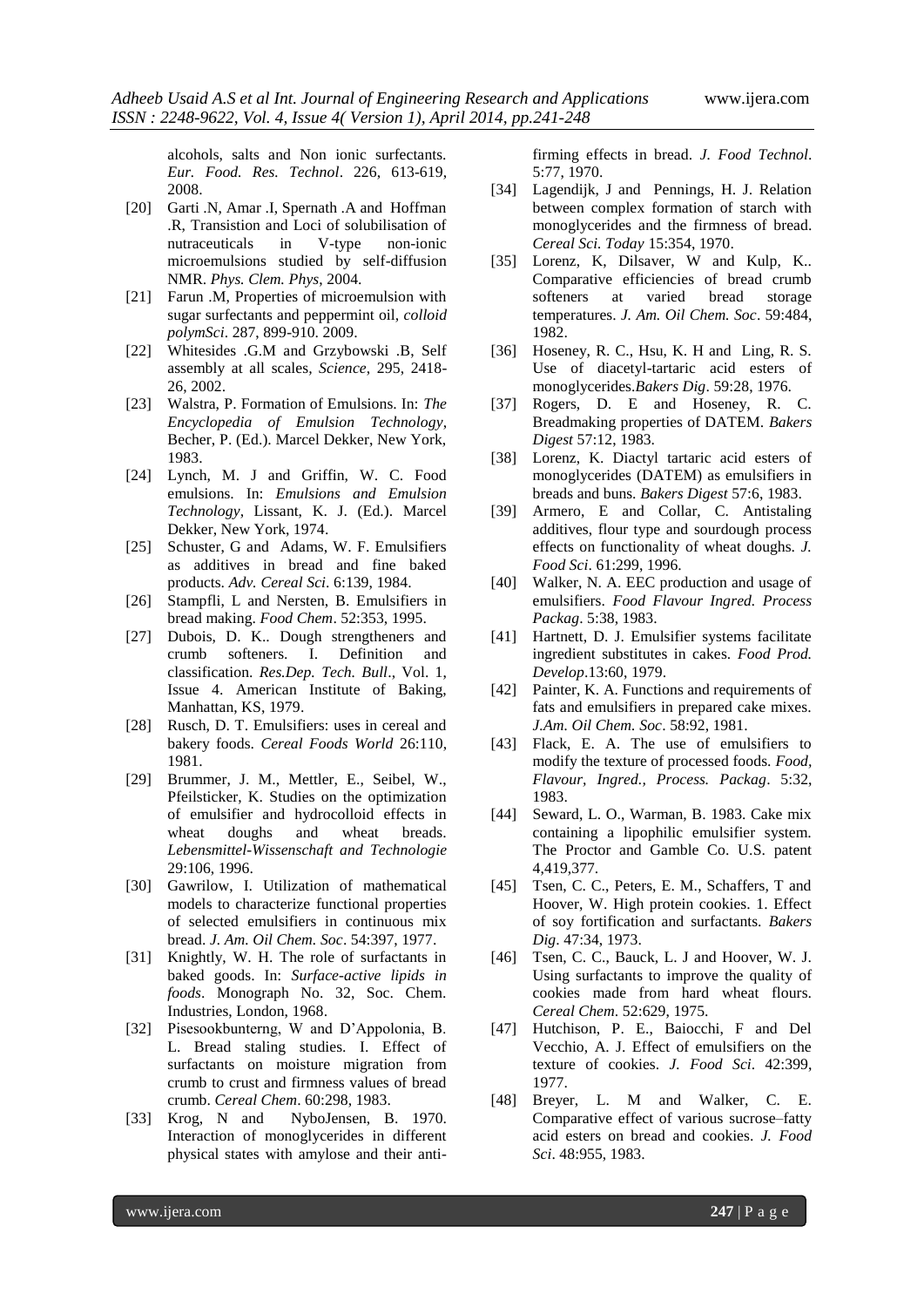alcohols, salts and Non ionic surfactants. *Eur. Food. Res. Technol*. 226, 613-619, 2008.

[20] Garti .N, Amar .I, Spernath .A and Hoffman .R, Transistion and Loci of solubilisation of nutraceuticals in V-type non-ionic microemulsions studied by self-diffusion NMR. *Phys. Clem. Phys*, 2004.

[21] Farun .M, Properties of microemulsion with sugar surfactants and peppermint oil, *colloid polymSci*. 287, 899-910. 2009.

[22] Whitesides .G.M and Grzybowski .B, Self assembly at all scales, *Science*, 295, 2418-26, 2002.

[23] Walstra, P. Formation of Emulsions. In: *The Encyclopedia of Emulsion Technology*, Becher, P. (Ed.). Marcel Dekker, New York, 1983.

[24] Lynch, M. J and Griffin, W. C. Food emulsions. In: *Emulsions and Emulsion Technology*, Lissant, K. J. (Ed.). Marcel Dekker, New York, 1974.

[25] Schuster, G and Adams, W. F. Emulsifiers as additives in bread and fine baked products. *Adv. Cereal Sci*. 6:139, 1984.

[26] Stampfli, L and Nersten, B. Emulsifiers in bread making. *Food Chem*. 52:353, 1995.

[27] Dubois, D. K.. Dough strengtheners and crumb softeners. I. Definition and classification. *Res.Dep. Tech. Bull*., Vol. 1, Issue 4. American Institute of Baking, Manhattan, KS, 1979.

[28] Rusch, D. T. Emulsifiers: uses in cereal and bakery foods. *Cereal Foods World* 26:110, 1981.

[29] Brummer, J. M., Mettler, E., Seibel, W., Pfeilsticker, K. Studies on the optimization of emulsifier and hydrocolloid effects in wheat doughs and wheat breads. *Lebensmittel-Wissenschaft and Technologie* 29:106, 1996.

[30] Gawrilow, I. Utilization of mathematical models to characterize functional properties of selected emulsifiers in continuous mix bread. *J. Am. Oil Chem. Soc*. 54:397, 1977.

[31] Knightly, W. H. The role of surfactants in baked goods. In: *Surface-active lipids in foods*. Monograph No. 32, Soc. Chem. Industries, London, 1968.

[32] Pisesookbunterng, W and D'Appolonia, B. L. Bread staling studies. I. Effect of surfactants on moisture migration from crumb to crust and firmness values of bread crumb. *Cereal Chem*. 60:298, 1983.

[33] Krog, N and NyboJensen, B. 1970. Interaction of monoglycerides in different physical states with amylose and their anti-firming effects in bread. *J. Food Technol*. 5:77, 1970.

[34] Lagendijk, J and Pennings, H. J. Relation between complex formation of starch with monoglycerides and the firmness of bread. *Cereal Sci. Today* 15:354, 1970.

[35] Lorenz, K, Dilsaver, W and Kulp, K.. Comparative efficiencies of bread crumb softeners at varied bread storage temperatures. *J. Am. Oil Chem. Soc*. 59:484, 1982.

[36] Hoseney, R. C., Hsu, K. H and Ling, R. S. Use of diacetyl-tartaric acid esters of monoglycerides.*Bakers Dig*. 59:28, 1976.

[37] Rogers, D. E and Hoseney, R. C. Breadmaking properties of DATEM. *Bakers Digest* 57:12, 1983.

[38] Lorenz, K. Diactyl tartaric acid esters of monoglycerides (DATEM) as emulsifiers in breads and buns. *Bakers Digest* 57:6, 1983.

[39] Armero, E and Collar, C. Antistaling additives, flour type and sourdough process effects on functionality of wheat doughs. *J. Food Sci*. 61:299, 1996.

[40] Walker, N. A. EEC production and usage of emulsifiers. *Food Flavour Ingred. Process Packag*. 5:38, 1983.

[41] Hartnett, D. J. Emulsifier systems facilitate ingredient substitutes in cakes. *Food Prod. Develop*.13:60, 1979.

[42] Painter, K. A. Functions and requirements of fats and emulsifiers in prepared cake mixes. *J.Am. Oil Chem. Soc*. 58:92, 1981.

[43] Flack, E. A. The use of emulsifiers to modify the texture of processed foods. *Food, Flavour, Ingred., Process. Packag*. 5:32, 1983.

[44] Seward, L. O., Warman, B. 1983. Cake mix containing a lipophilic emulsifier system. The Proctor and Gamble Co. U.S. patent 4,419,377.

[45] Tsen, C. C., Peters, E. M., Schaffers, T and Hoover, W. High protein cookies. 1. Effect of soy fortification and surfactants. *Bakers Dig*. 47:34, 1973.

[46] Tsen, C. C., Bauck, L. J and Hoover, W. J. Using surfactants to improve the quality of cookies made from hard wheat flours. *Cereal Chem*. 52:629, 1975.

[47] Hutchison, P. E., Baiocchi, F and Del Vecchio, A. J. Effect of emulsifiers on the texture of cookies. *J. Food Sci*. 42:399, 1977.

[48] Breyer, L. M and Walker, C. E. Comparative effect of various sucrose–fatty acid esters on bread and cookies. *J. Food Sci*. 48:955, 1983.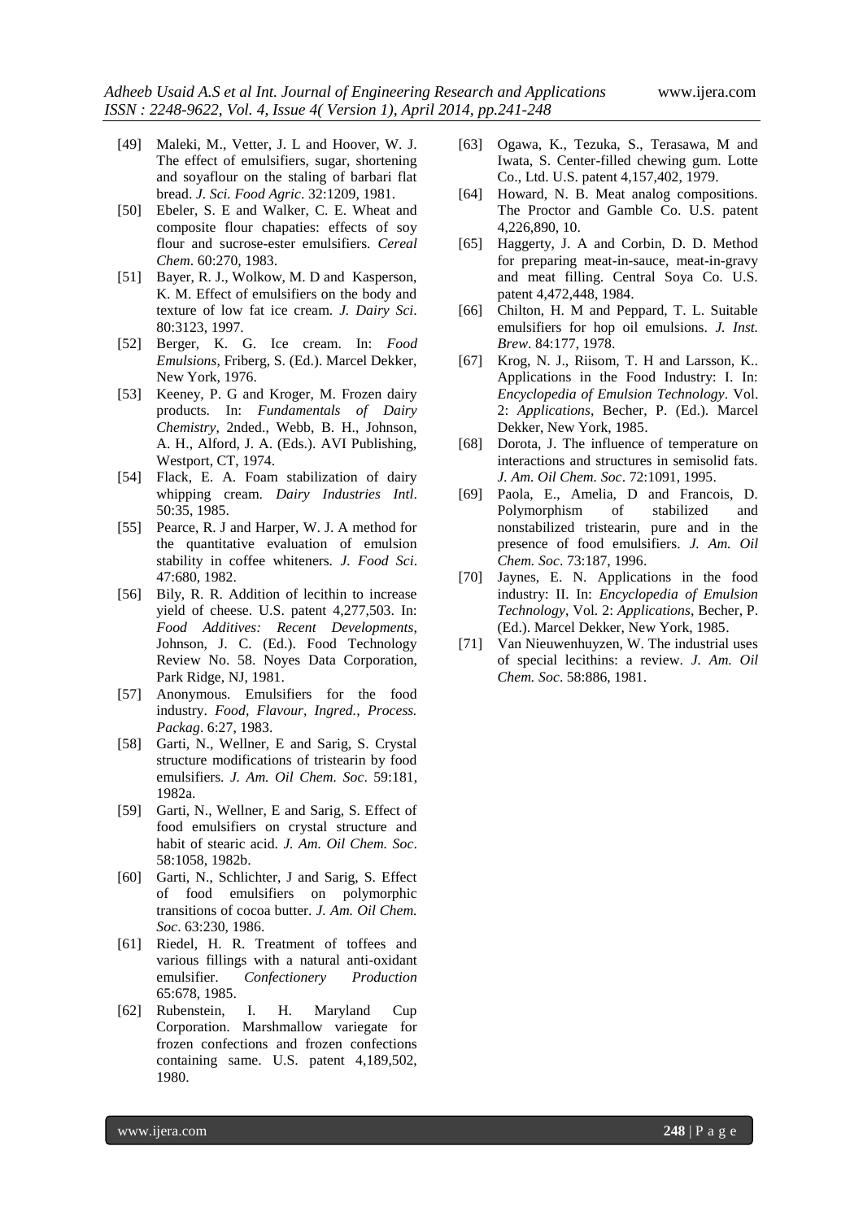[49] Maleki, M., Vetter, J. L and Hoover, W. J. The effect of emulsifiers, sugar, shortening and soyaflour on the staling of barbari flat bread. *J. Sci. Food Agric*. 32:1209, 1981.

[50] Ebeler, S. E and Walker, C. E. Wheat and composite flour chapaties: effects of soy flour and sucrose-ester emulsifiers. *Cereal Chem*. 60:270, 1983.

[51] Bayer, R. J., Wolkow, M. D and Kasperson, K. M. Effect of emulsifiers on the body and texture of low fat ice cream. *J. Dairy Sci*. 80:3123, 1997.

[52] Berger, K. G. Ice cream. In: *Food Emulsions*, Friberg, S. (Ed.). Marcel Dekker, New York, 1976.

[53] Keeney, P. G and Kroger, M. Frozen dairy products. In: *Fundamentals of Dairy Chemistry*, 2nded., Webb, B. H., Johnson, A. H., Alford, J. A. (Eds.). AVI Publishing, Westport, CT, 1974.

[54] Flack, E. A. Foam stabilization of dairy whipping cream. *Dairy Industries Intl*. 50:35, 1985.

[55] Pearce, R. J and Harper, W. J. A method for the quantitative evaluation of emulsion stability in coffee whiteners. *J. Food Sci*. 47:680, 1982.

[56] Bily, R. R. Addition of lecithin to increase yield of cheese. U.S. patent 4,277,503. In: *Food Additives: Recent Developments*, Johnson, J. C. (Ed.). Food Technology Review No. 58. Noyes Data Corporation, Park Ridge, NJ, 1981.

[57] Anonymous. Emulsifiers for the food industry. *Food, Flavour, Ingred., Process. Packag*. 6:27, 1983.

[58] Garti, N., Wellner, E and Sarig, S. Crystal structure modifications of tristearin by food emulsifiers. *J. Am. Oil Chem. Soc*. 59:181, 1982a.

[59] Garti, N., Wellner, E and Sarig, S. Effect of food emulsifiers on crystal structure and habit of stearic acid. *J. Am. Oil Chem. Soc*. 58:1058, 1982b.

[60] Garti, N., Schlichter, J and Sarig, S. Effect of food emulsifiers on polymorphic transitions of cocoa butter. *J. Am. Oil Chem. Soc*. 63:230, 1986.

[61] Riedel, H. R. Treatment of toffees and various fillings with a natural anti-oxidant emulsifier. *Confectionery Production* 65:678, 1985.

[62] Rubenstein, I. H. Maryland Cup Corporation. Marshmallow variegate for frozen confections and frozen confections containing same. U.S. patent 4,189,502, 1980.

[63] Ogawa, K., Tezuka, S., Terasawa, M and Iwata, S. Center-filled chewing gum. Lotte Co., Ltd. U.S. patent 4,157,402, 1979.

[64] Howard, N. B. Meat analog compositions. The Proctor and Gamble Co. U.S. patent 4,226,890, 10.

[65] Haggerty, J. A and Corbin, D. D. Method for preparing meat-in-sauce, meat-in-gravy and meat filling. Central Soya Co. U.S. patent 4,472,448, 1984.

[66] Chilton, H. M and Peppard, T. L. Suitable emulsifiers for hop oil emulsions. *J. Inst. Brew*. 84:177, 1978.

[67] Krog, N. J., Riisom, T. H and Larsson, K.. Applications in the Food Industry: I. In: *Encyclopedia of Emulsion Technology*. Vol. 2: *Applications*, Becher, P. (Ed.). Marcel Dekker, New York, 1985.

[68] Dorota, J. The influence of temperature on interactions and structures in semisolid fats. *J. Am. Oil Chem. Soc*. 72:1091, 1995.

[69] Paola, E., Amelia, D and Francois, D. Polymorphism of stabilized and nonstabilized tristearin, pure and in the presence of food emulsifiers. *J. Am. Oil Chem. Soc*. 73:187, 1996.

[70] Jaynes, E. N. Applications in the food industry: II. In: *Encyclopedia of Emulsion Technology*, Vol. 2: *Applications*, Becher, P. (Ed.). Marcel Dekker, New York, 1985.

[71] Van Nieuwenhuyzen, W. The industrial uses of special lecithins: a review. *J. Am. Oil Chem. Soc*. 58:886, 1981.